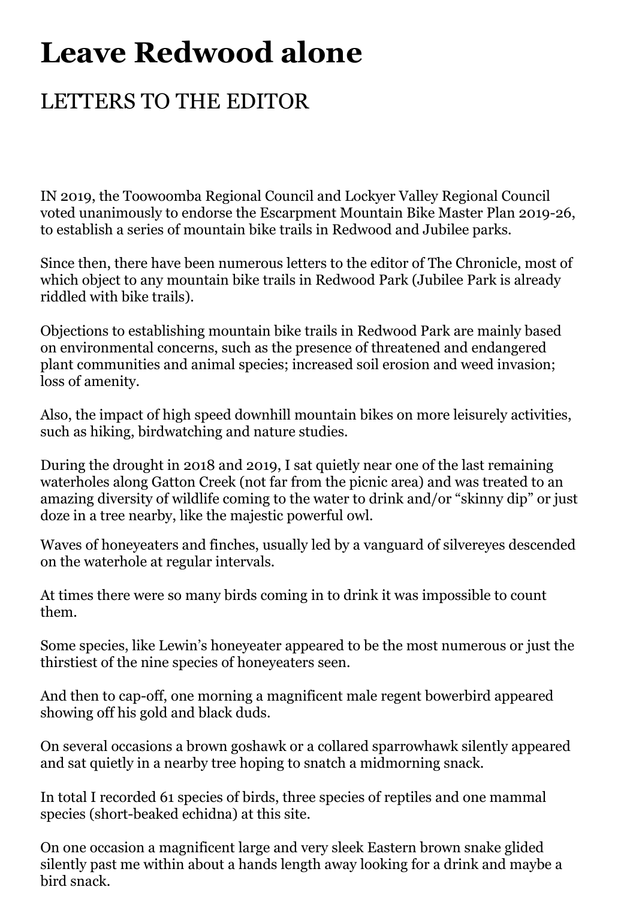# Leave Redwood alone

## LETTERS TO THE EDITOR

IN 2019, the Toowoomba Regional Council and Lockyer Valley Regional Council voted unanimously to endorse the Escarpment Mountain Bike Master Plan 2019-26, to establish a series of mountain bike trails in Redwood and Jubilee parks.

Since then, there have been numerous letters to the editor of The Chronicle, most of which object to any mountain bike trails in Redwood Park (Jubilee Park is already riddled with bike trails).

Objections to establishing mountain bike trails in Redwood Park are mainly based on environmental concerns, such as the presence of threatened and endangered plant communities and animal species; increased soil erosion and weed invasion; loss of amenity.

Also, the impact of high speed downhill mountain bikes on more leisurely activities, such as hiking, birdwatching and nature studies.

During the drought in 2018 and 2019, I sat quietly near one of the last remaining waterholes along Gatton Creek (not far from the picnic area) and was treated to an amazing diversity of wildlife coming to the water to drink and/or "skinny dip" or just doze in a tree nearby, like the majestic powerful owl.

Waves of honeyeaters and finches, usually led by a vanguard of silvereyes descended on the waterhole at regular intervals.

At times there were so many birds coming in to drink it was impossible to count them.

Some species, like Lewin's honeyeater appeared to be the most numerous or just the thirstiest of the nine species of honeyeaters seen.

And then to cap-off, one morning a magnificent male regent bowerbird appeared showing off his gold and black duds.

On several occasions a brown goshawk or a collared sparrowhawk silently appeared and sat quietly in a nearby tree hoping to snatch a midmorning snack.

In total I recorded 61 species of birds, three species of reptiles and one mammal species (short-beaked echidna) at this site.

On one occasion a magnificent large and very sleek Eastern brown snake glided silently past me within about a hands length away looking for a drink and maybe a bird snack.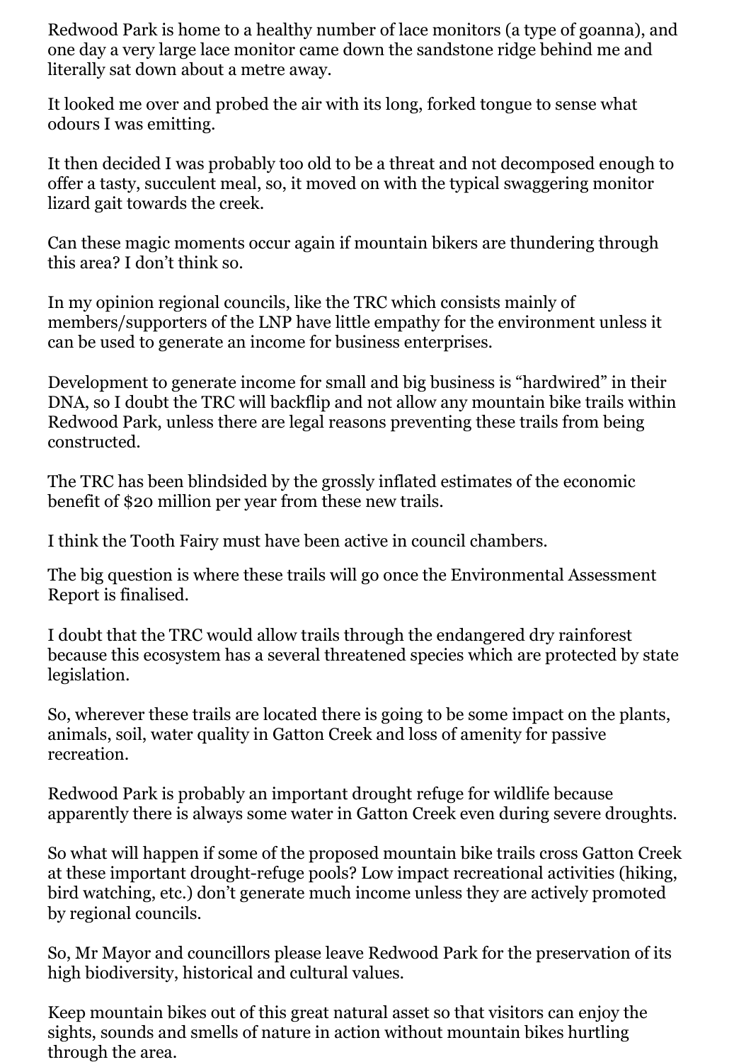Redwood Park is home to a healthy number of lace monitors (a type of goanna), and one day a very large lace monitor came down the sandstone ridge behind me and literally sat down about a metre away.

It looked me over and probed the air with its long, forked tongue to sense what odours I was emitting.

It then decided I was probably too old to be a threat and not decomposed enough to offer a tasty, succulent meal, so, it moved on with the typical swaggering monitor lizard gait towards the creek.

Can these magic moments occur again if mountain bikers are thundering through this area? I don't think so.

In my opinion regional councils, like the TRC which consists mainly of members/supporters of the LNP have little empathy for the environment unless it can be used to generate an income for business enterprises.

Development to generate income for small and big business is "hardwired" in their DNA, so I doubt the TRC will backflip and not allow any mountain bike trails within Redwood Park, unless there are legal reasons preventing these trails from being constructed.

The TRC has been blindsided by the grossly inflated estimates of the economic benefit of $20 million per year from these new trails.

I think the Tooth Fairy must have been active in council chambers.

The big question is where these trails will go once the Environmental Assessment Report is finalised.

I doubt that the TRC would allow trails through the endangered dry rainforest because this ecosystem has a several threatened species which are protected by state legislation.

So, wherever these trails are located there is going to be some impact on the plants, animals, soil, water quality in Gatton Creek and loss of amenity for passive recreation.

Redwood Park is probably an important drought refuge for wildlife because apparently there is always some water in Gatton Creek even during severe droughts.

So what will happen if some of the proposed mountain bike trails cross Gatton Creek at these important drought-refuge pools? Low impact recreational activities (hiking, bird watching, etc.) don't generate much income unless they are actively promoted by regional councils.

So, Mr Mayor and councillors please leave Redwood Park for the preservation of its high biodiversity, historical and cultural values.

Keep mountain bikes out of this great natural asset so that visitors can enjoy the sights, sounds and smells of nature in action without mountain bikes hurtling through the area.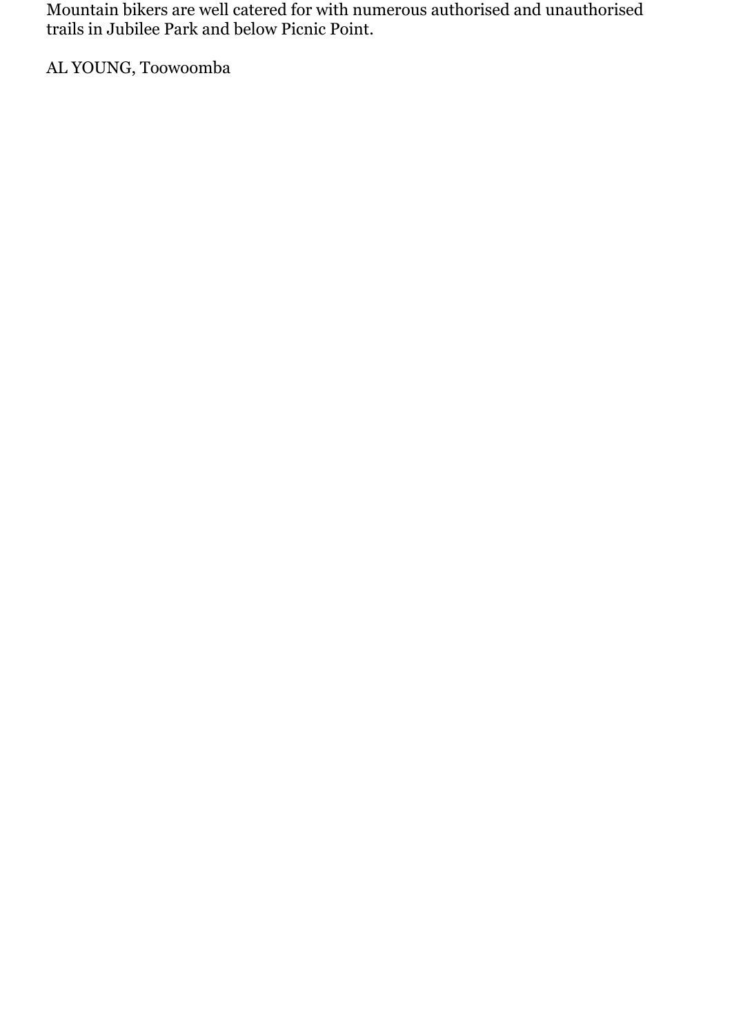Mountain bikers are well catered for with numerous authorised and unauthorised trails in Jubilee Park and below Picnic Point.

AL YOUNG, Toowoomba